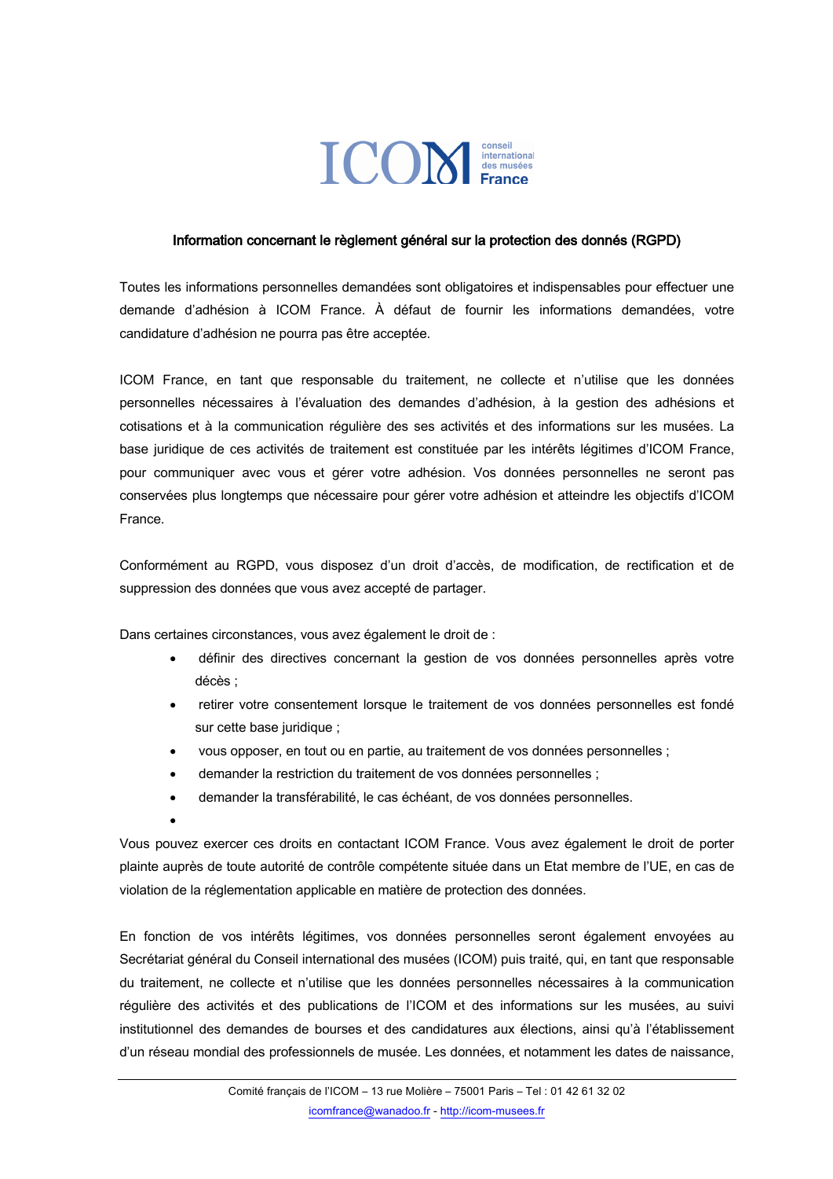ICOM conseil international des musées France

**Information concernant le règlement général sur la protection des donnés (RGPD)**

Toutes les informations personnelles demandées sont obligatoires et indispensables pour effectuer une demande d'adhésion à ICOM France. À défaut de fournir les informations demandées, votre candidature d'adhésion ne pourra pas être acceptée.

ICOM France, en tant que responsable du traitement, ne collecte et n'utilise que les données personnelles nécessaires à l'évaluation des demandes d'adhésion, à la gestion des adhésions et cotisations et à la communication régulière des ses activités et des informations sur les musées. La base juridique de ces activités de traitement est constituée par les intérêts légitimes d'ICOM France, pour communiquer avec vous et gérer votre adhésion. Vos données personnelles ne seront pas conservées plus longtemps que nécessaire pour gérer votre adhésion et atteindre les objectifs d'ICOM France.

Conformément au RGPD, vous disposez d'un droit d'accès, de modification, de rectification et de suppression des données que vous avez accepté de partager.

Dans certaines circonstances, vous avez également le droit de :

- définir des directives concernant la gestion de vos données personnelles après votre décès ;
- retirer votre consentement lorsque le traitement de vos données personnelles est fondé sur cette base juridique ;
- vous opposer, en tout ou en partie, au traitement de vos données personnelles ;
- demander la restriction du traitement de vos données personnelles ;
- demander la transférabilité, le cas échéant, de vos données personnelles.

Vous pouvez exercer ces droits en contactant ICOM France. Vous avez également le droit de porter plainte auprès de toute autorité de contrôle compétente située dans un Etat membre de l'UE, en cas de violation de la réglementation applicable en matière de protection des données.

En fonction de vos intérêts légitimes, vos données personnelles seront également envoyées au Secrétariat général du Conseil international des musées (ICOM) puis traité, qui, en tant que responsable du traitement, ne collecte et n'utilise que les données personnelles nécessaires à la communication régulière des activités et des publications de l'ICOM et des informations sur les musées, au suivi institutionnel des demandes de bourses et des candidatures aux élections, ainsi qu'à l'établissement d'un réseau mondial des professionnels de musée. Les données, et notamment les dates de naissance,

Comité français de l'ICOM – 13 rue Molière – 75001 Paris – Tel : 01 42 61 32 02
icomfrance@wanadoo.fr - http://icom-musees.fr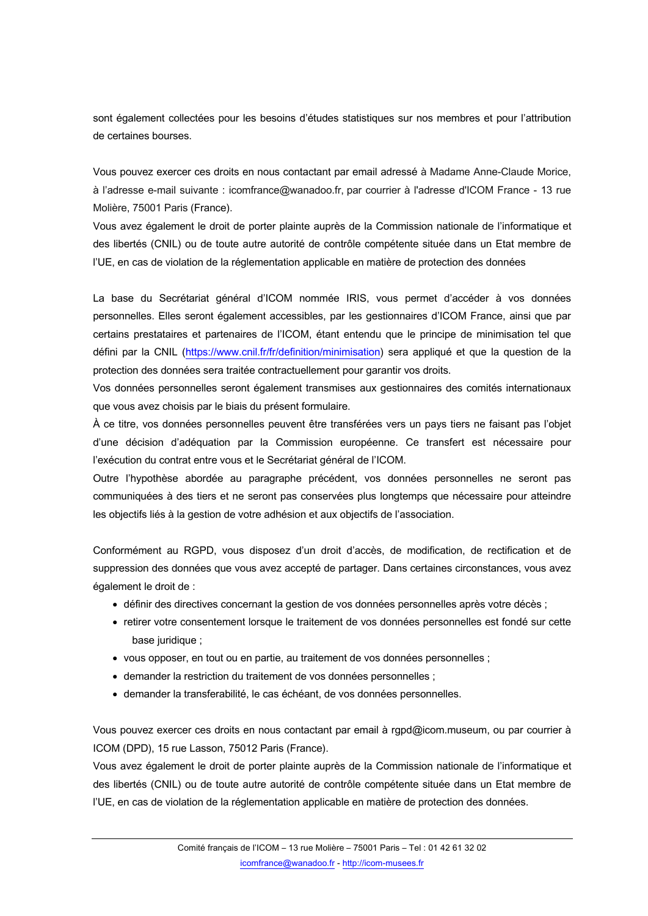sont également collectées pour les besoins d'études statistiques sur nos membres et pour l'attribution de certaines bourses.

Vous pouvez exercer ces droits en nous contactant par email adressé à Madame Anne-Claude Morice, à l'adresse e-mail suivante : icomfrance@wanadoo.fr, par courrier à l'adresse d'ICOM France - 13 rue Molière, 75001 Paris (France).
Vous avez également le droit de porter plainte auprès de la Commission nationale de l'informatique et des libertés (CNIL) ou de toute autre autorité de contrôle compétente située dans un Etat membre de l'UE, en cas de violation de la réglementation applicable en matière de protection des données

La base du Secrétariat général d'ICOM nommée IRIS, vous permet d'accéder à vos données personnelles. Elles seront également accessibles, par les gestionnaires d'ICOM France, ainsi que par certains prestataires et partenaires de l'ICOM, étant entendu que le principe de minimisation tel que défini par la CNIL (https://www.cnil.fr/fr/definition/minimisation) sera appliqué et que la question de la protection des données sera traitée contractuellement pour garantir vos droits.
Vos données personnelles seront également transmises aux gestionnaires des comités internationaux que vous avez choisis par le biais du présent formulaire.
À ce titre, vos données personnelles peuvent être transférées vers un pays tiers ne faisant pas l'objet d'une décision d'adéquation par la Commission européenne. Ce transfert est nécessaire pour l'exécution du contrat entre vous et le Secrétariat général de l'ICOM.
Outre l'hypothèse abordée au paragraphe précédent, vos données personnelles ne seront pas communiquées à des tiers et ne seront pas conservées plus longtemps que nécessaire pour atteindre les objectifs liés à la gestion de votre adhésion et aux objectifs de l'association.

Conformément au RGPD, vous disposez d'un droit d'accès, de modification, de rectification et de suppression des données que vous avez accepté de partager. Dans certaines circonstances, vous avez également le droit de :

- définir des directives concernant la gestion de vos données personnelles après votre décès ;
- retirer votre consentement lorsque le traitement de vos données personnelles est fondé sur cette base juridique ;
- vous opposer, en tout ou en partie, au traitement de vos données personnelles ;
- demander la restriction du traitement de vos données personnelles ;
- demander la transferabilité, le cas échéant, de vos données personnelles.

Vous pouvez exercer ces droits en nous contactant par email à rgpd@icom.museum, ou par courrier à ICOM (DPD), 15 rue Lasson, 75012 Paris (France).
Vous avez également le droit de porter plainte auprès de la Commission nationale de l'informatique et des libertés (CNIL) ou de toute autre autorité de contrôle compétente située dans un Etat membre de l'UE, en cas de violation de la réglementation applicable en matière de protection des données.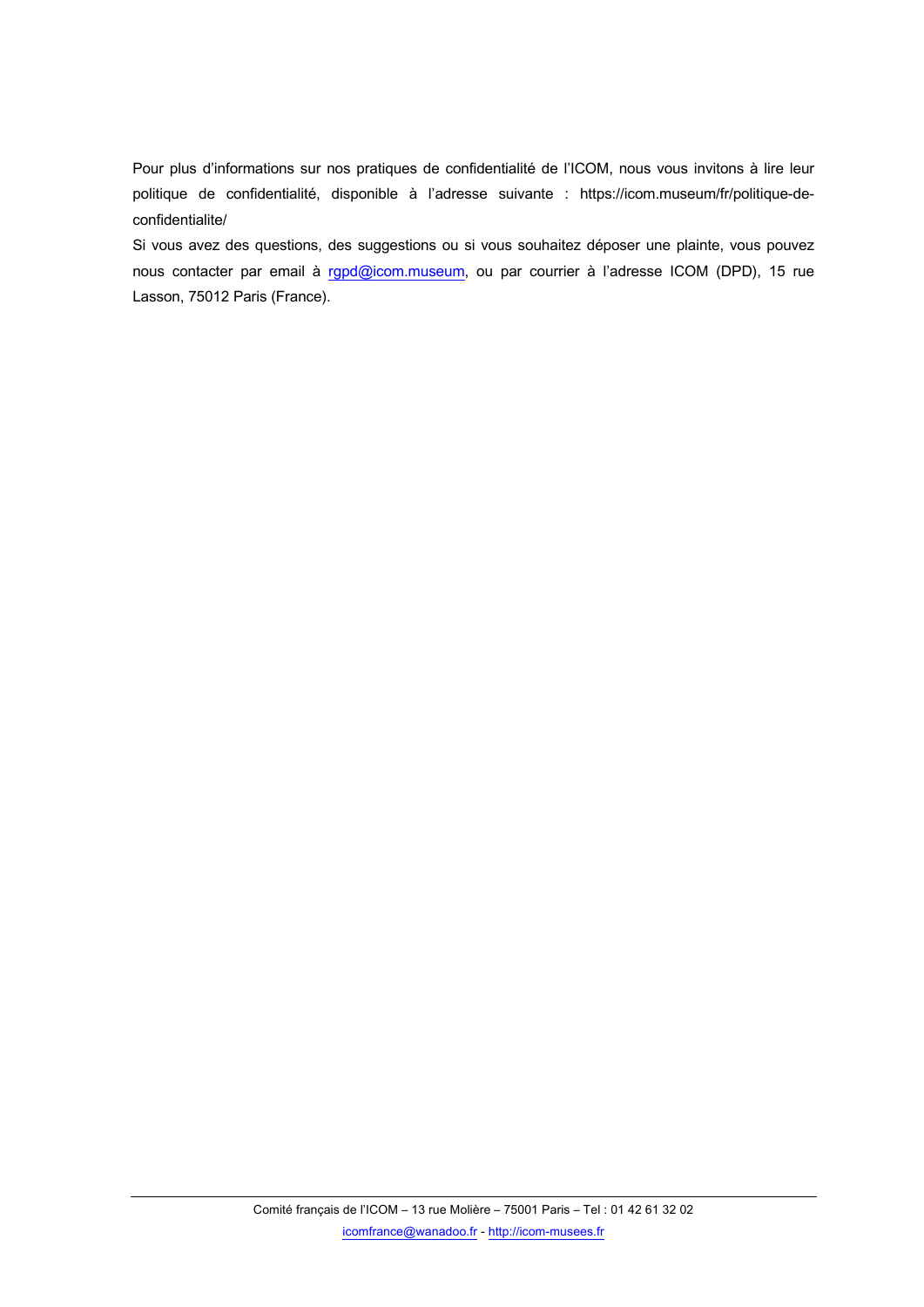Pour plus d’informations sur nos pratiques de confidentialité de l’ICOM, nous vous invitons à lire leur politique de confidentialité, disponible à l’adresse suivante : https://icom.museum/fr/politique-de-confidentialite/

Si vous avez des questions, des suggestions ou si vous souhaitez déposer une plainte, vous pouvez nous contacter par email à rgpd@icom.museum, ou par courrier à l’adresse ICOM (DPD), 15 rue Lasson, 75012 Paris (France).